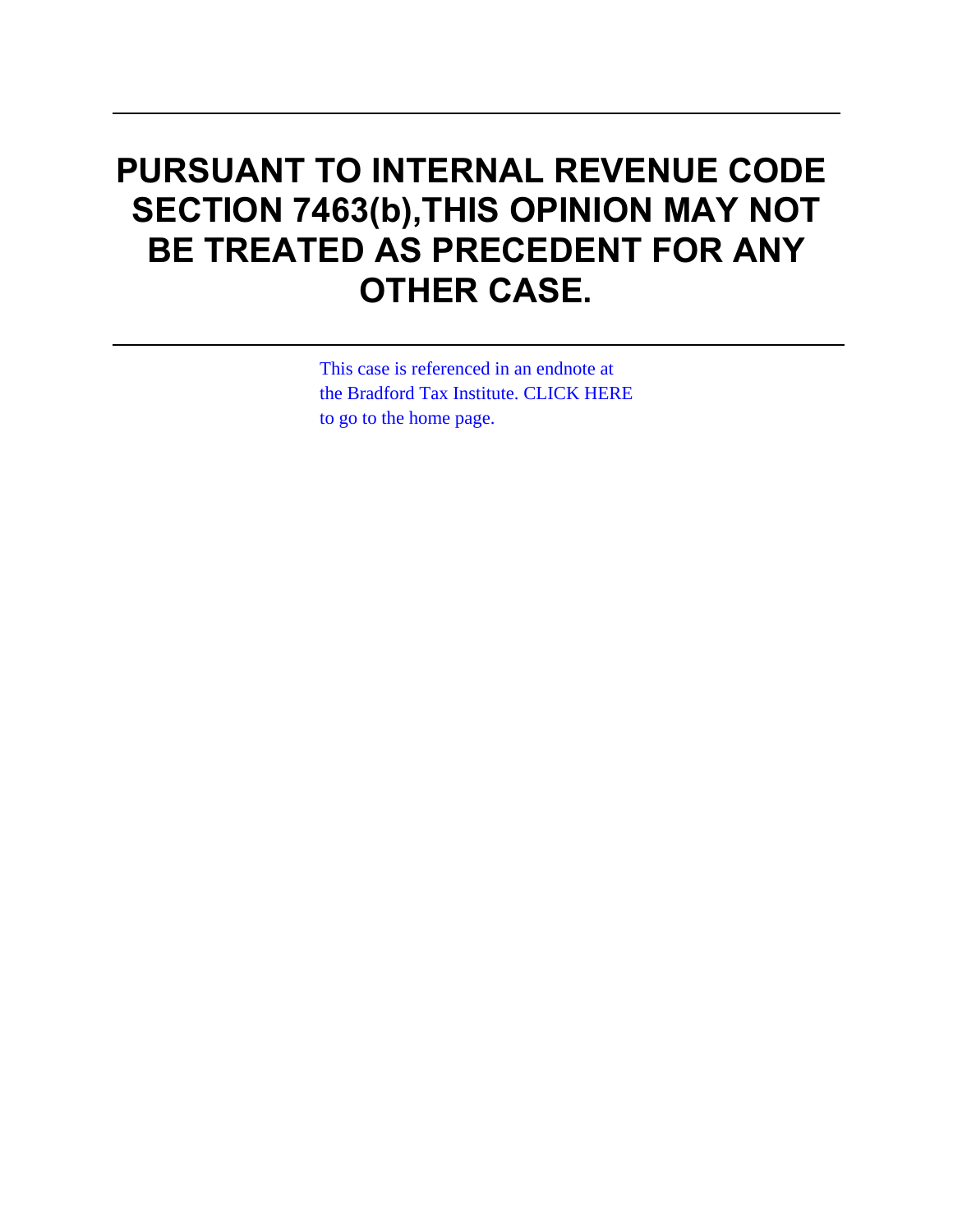# PURSUANT TO INTERNAL REVENUE CODE SECTION 7463(b),THIS OPINION MAY NOT BE TREATED AS PRECEDENT FOR ANY OTHER CASE.

This case is referenced in an endnote at the Bradford Tax Institute. CLICK HERE to go to the home page.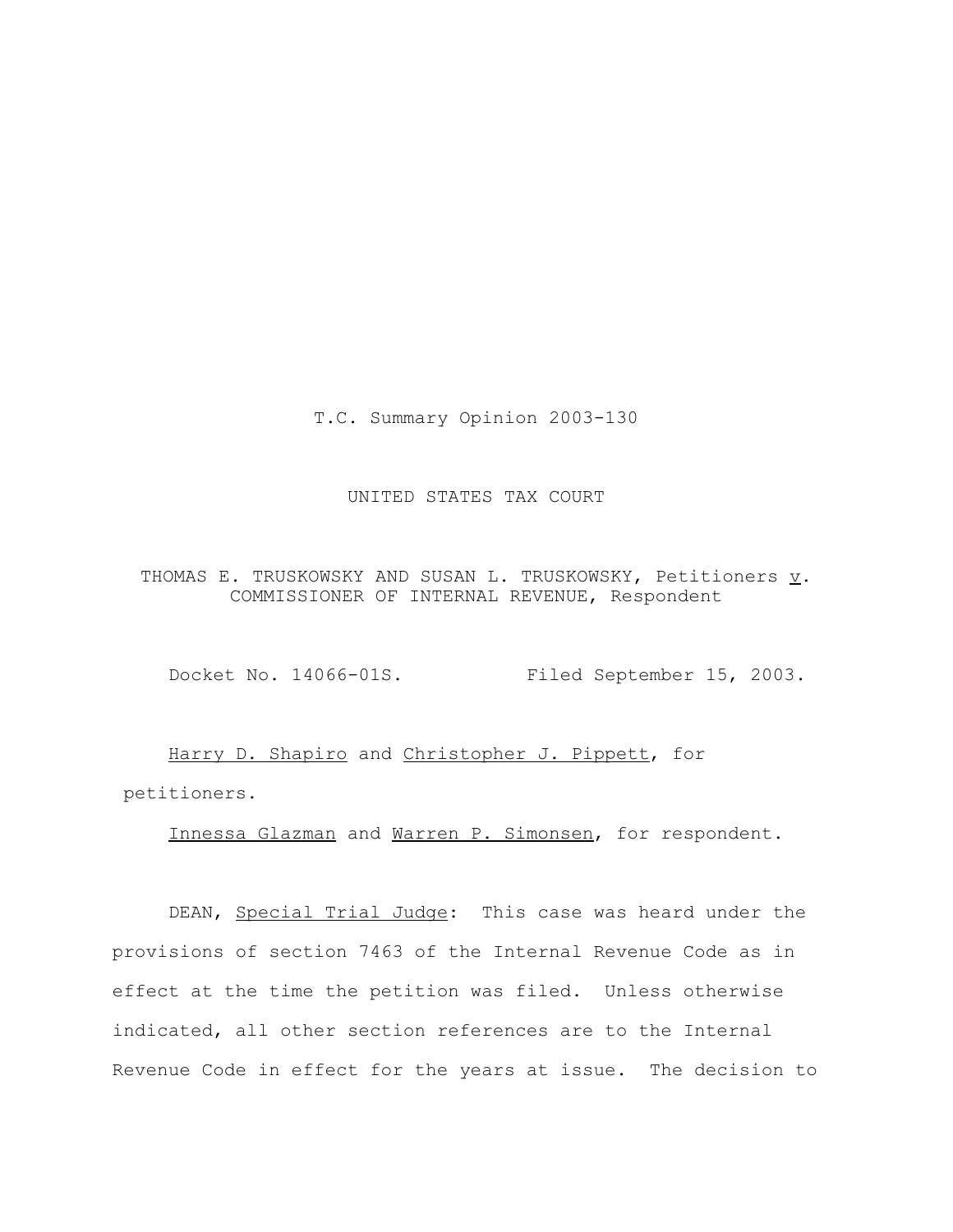T.C. Summary Opinion 2003-130

UNITED STATES TAX COURT

THOMAS E. TRUSKOWSKY AND SUSAN L. TRUSKOWSKY, Petitioners v. COMMISSIONER OF INTERNAL REVENUE, Respondent

Docket No. 14066-01S. Filed September 15, 2003.

Harry D. Shapiro and Christopher J. Pippett, for petitioners.

Innessa Glazman and Warren P. Simonsen, for respondent.

DEAN, Special Trial Judge: This case was heard under the provisions of section 7463 of the Internal Revenue Code as in effect at the time the petition was filed. Unless otherwise indicated, all other section references are to the Internal Revenue Code in effect for the years at issue. The decision to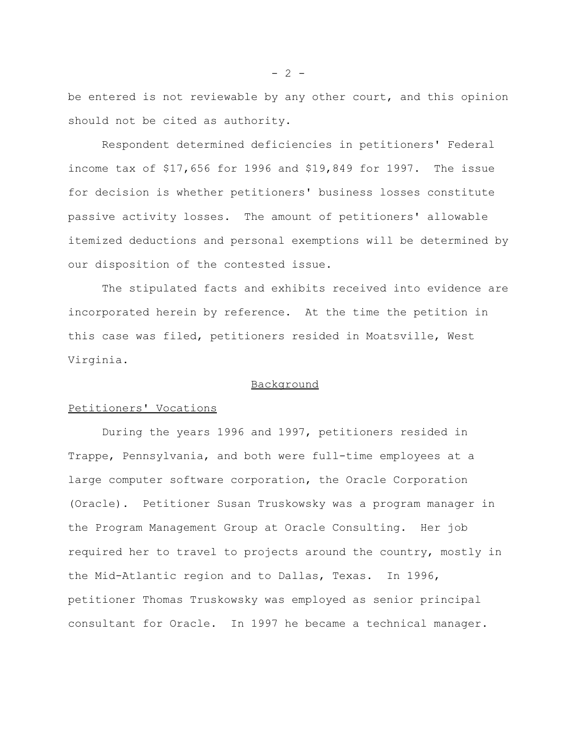be entered is not reviewable by any other court, and this opinion should not be cited as authority.

Respondent determined deficiencies in petitioners' Federal income tax of $17,656 for 1996 and $19,849 for 1997. The issue for decision is whether petitioners' business losses constitute passive activity losses. The amount of petitioners' allowable itemized deductions and personal exemptions will be determined by our disposition of the contested issue.

The stipulated facts and exhibits received into evidence are incorporated herein by reference. At the time the petition in this case was filed, petitioners resided in Moatsville, West Virginia.

## Background

### Petitioners' Vocations

During the years 1996 and 1997, petitioners resided in Trappe, Pennsylvania, and both were full-time employees at a large computer software corporation, the Oracle Corporation (Oracle). Petitioner Susan Truskowsky was a program manager in the Program Management Group at Oracle Consulting. Her job required her to travel to projects around the country, mostly in the Mid-Atlantic region and to Dallas, Texas. In 1996, petitioner Thomas Truskowsky was employed as senior principal consultant for Oracle. In 1997 he became a technical manager.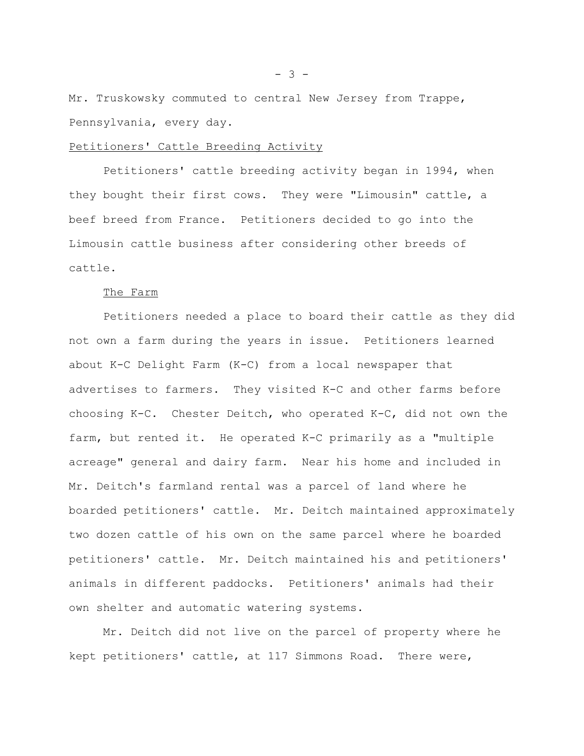Mr. Truskowsky commuted to central New Jersey from Trappe, Pennsylvania, every day.

Petitioners' Cattle Breeding Activity

Petitioners' cattle breeding activity began in 1994, when they bought their first cows. They were "Limousin" cattle, a beef breed from France. Petitioners decided to go into the Limousin cattle business after considering other breeds of cattle.

The Farm

Petitioners needed a place to board their cattle as they did not own a farm during the years in issue. Petitioners learned about K-C Delight Farm (K-C) from a local newspaper that advertises to farmers. They visited K-C and other farms before choosing K-C. Chester Deitch, who operated K-C, did not own the farm, but rented it. He operated K-C primarily as a "multiple acreage" general and dairy farm. Near his home and included in Mr. Deitch's farmland rental was a parcel of land where he boarded petitioners' cattle. Mr. Deitch maintained approximately two dozen cattle of his own on the same parcel where he boarded petitioners' cattle. Mr. Deitch maintained his and petitioners' animals in different paddocks. Petitioners' animals had their own shelter and automatic watering systems.

Mr. Deitch did not live on the parcel of property where he kept petitioners' cattle, at 117 Simmons Road. There were,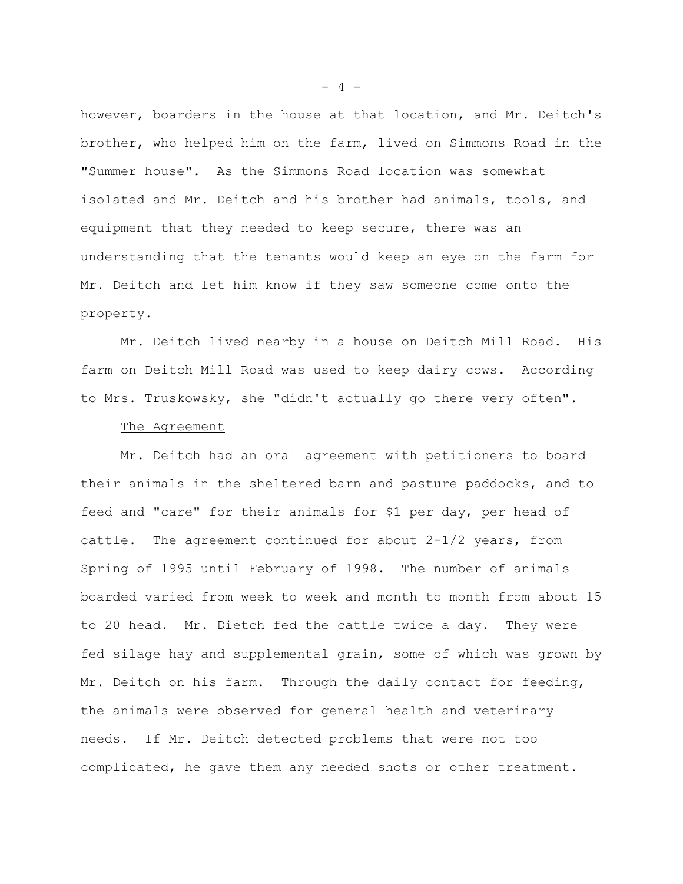however, boarders in the house at that location, and Mr. Deitch's brother, who helped him on the farm, lived on Simmons Road in the "Summer house". As the Simmons Road location was somewhat isolated and Mr. Deitch and his brother had animals, tools, and equipment that they needed to keep secure, there was an understanding that the tenants would keep an eye on the farm for Mr. Deitch and let him know if they saw someone come onto the property.

Mr. Deitch lived nearby in a house on Deitch Mill Road. His farm on Deitch Mill Road was used to keep dairy cows. According to Mrs. Truskowsky, she "didn't actually go there very often".

<u>The Agreement</u>

Mr. Deitch had an oral agreement with petitioners to board their animals in the sheltered barn and pasture paddocks, and to feed and "care" for their animals for $1 per day, per head of cattle. The agreement continued for about 2-1/2 years, from Spring of 1995 until February of 1998. The number of animals boarded varied from week to week and month to month from about 15 to 20 head. Mr. Dietch fed the cattle twice a day. They were fed silage hay and supplemental grain, some of which was grown by Mr. Deitch on his farm. Through the daily contact for feeding, the animals were observed for general health and veterinary needs. If Mr. Deitch detected problems that were not too complicated, he gave them any needed shots or other treatment.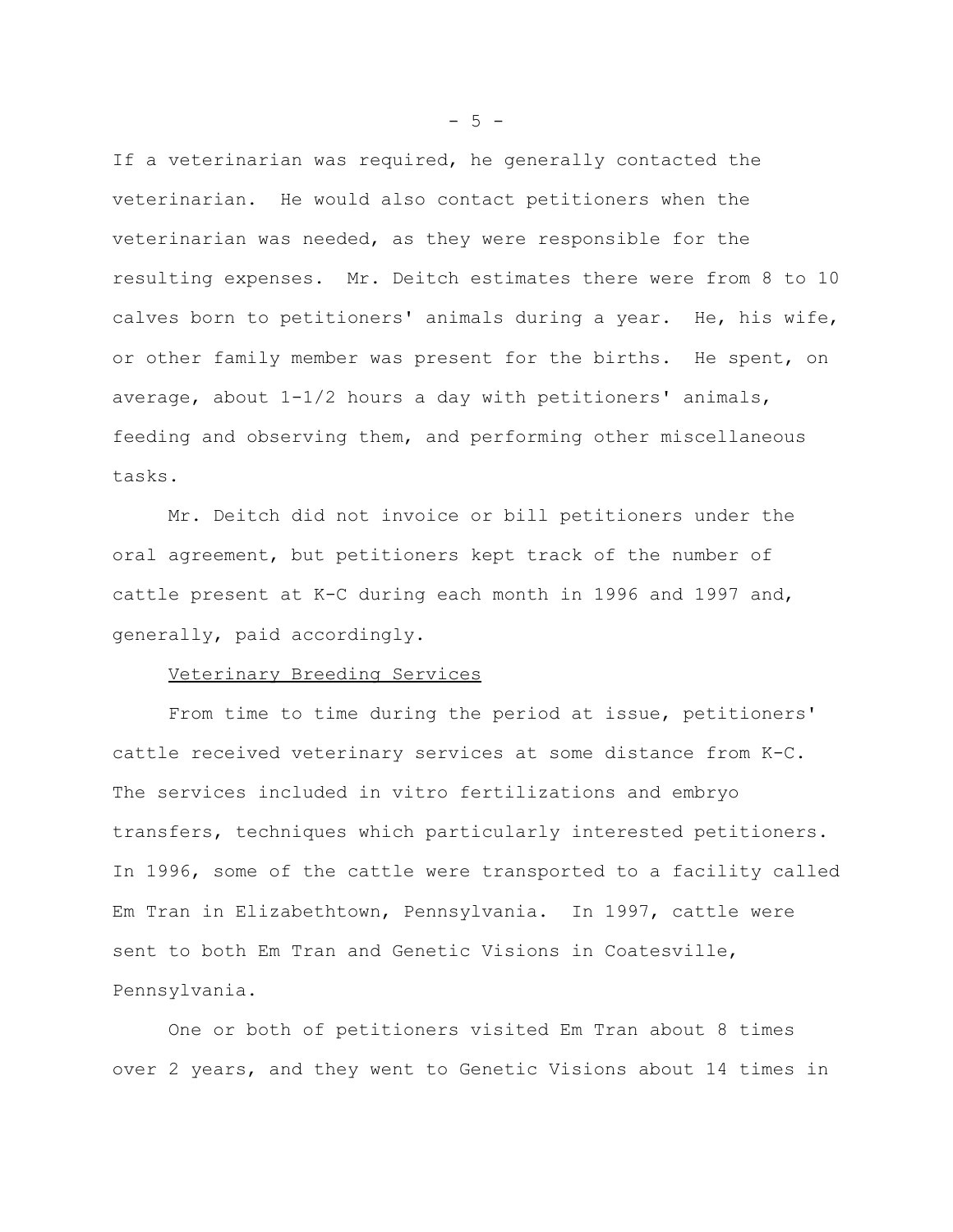If a veterinarian was required, he generally contacted the veterinarian. He would also contact petitioners when the veterinarian was needed, as they were responsible for the resulting expenses. Mr. Deitch estimates there were from 8 to 10 calves born to petitioners' animals during a year. He, his wife, or other family member was present for the births. He spent, on average, about 1-1/2 hours a day with petitioners' animals, feeding and observing them, and performing other miscellaneous tasks.

Mr. Deitch did not invoice or bill petitioners under the oral agreement, but petitioners kept track of the number of cattle present at K-C during each month in 1996 and 1997 and, generally, paid accordingly.

<u>Veterinary Breeding Services</u>

From time to time during the period at issue, petitioners' cattle received veterinary services at some distance from K-C. The services included in vitro fertilizations and embryo transfers, techniques which particularly interested petitioners. In 1996, some of the cattle were transported to a facility called Em Tran in Elizabethtown, Pennsylvania. In 1997, cattle were sent to both Em Tran and Genetic Visions in Coatesville, Pennsylvania.

One or both of petitioners visited Em Tran about 8 times over 2 years, and they went to Genetic Visions about 14 times in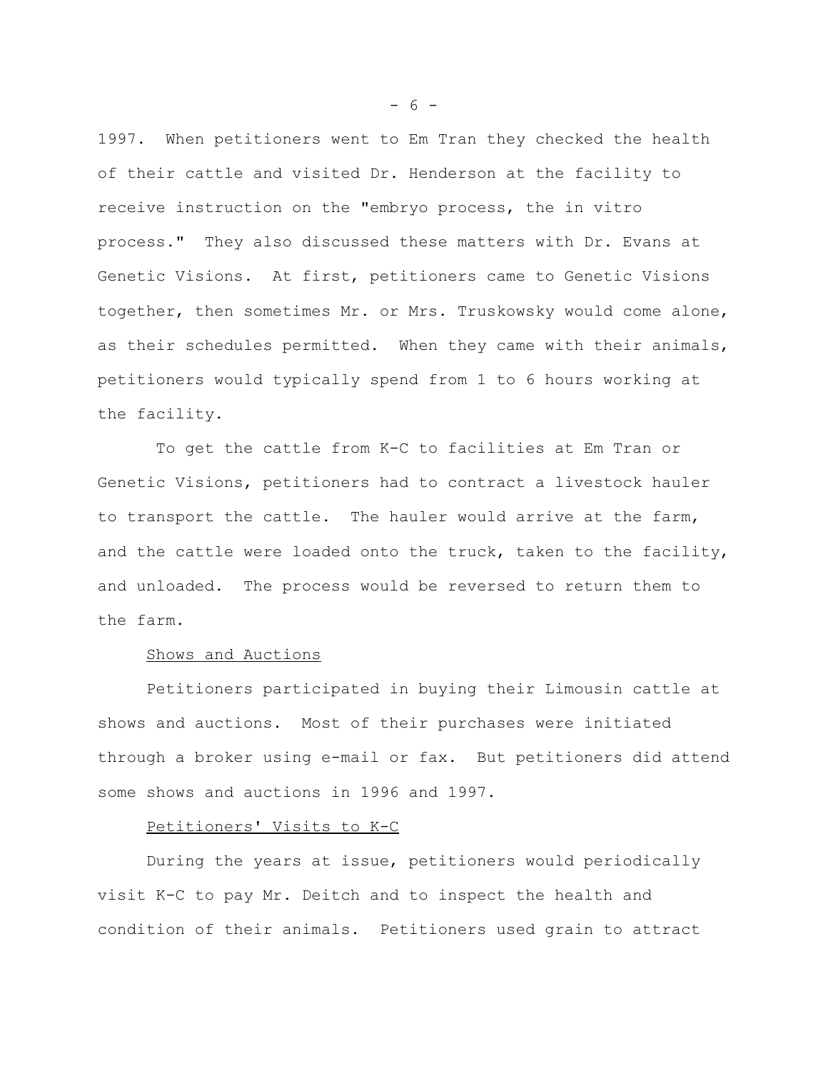1997. When petitioners went to Em Tran they checked the health of their cattle and visited Dr. Henderson at the facility to receive instruction on the "embryo process, the in vitro process." They also discussed these matters with Dr. Evans at Genetic Visions. At first, petitioners came to Genetic Visions together, then sometimes Mr. or Mrs. Truskowsky would come alone, as their schedules permitted. When they came with their animals, petitioners would typically spend from 1 to 6 hours working at the facility.

To get the cattle from K-C to facilities at Em Tran or Genetic Visions, petitioners had to contract a livestock hauler to transport the cattle. The hauler would arrive at the farm, and the cattle were loaded onto the truck, taken to the facility, and unloaded. The process would be reversed to return them to the farm.

Shows and Auctions

Petitioners participated in buying their Limousin cattle at shows and auctions. Most of their purchases were initiated through a broker using e-mail or fax. But petitioners did attend some shows and auctions in 1996 and 1997.

Petitioners' Visits to K-C

During the years at issue, petitioners would periodically visit K-C to pay Mr. Deitch and to inspect the health and condition of their animals. Petitioners used grain to attract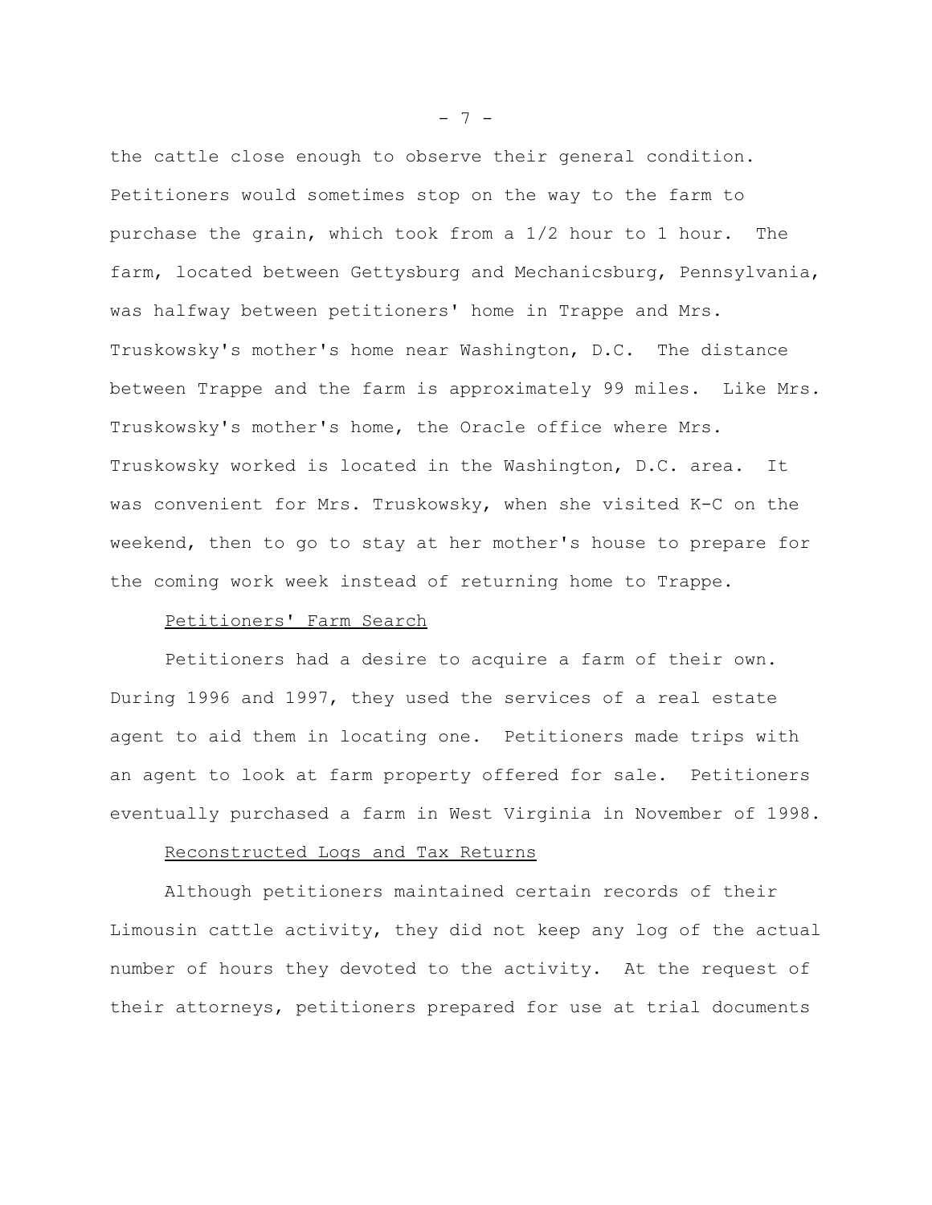the cattle close enough to observe their general condition. Petitioners would sometimes stop on the way to the farm to purchase the grain, which took from a 1/2 hour to 1 hour. The farm, located between Gettysburg and Mechanicsburg, Pennsylvania, was halfway between petitioners' home in Trappe and Mrs. Truskowsky's mother's home near Washington, D.C. The distance between Trappe and the farm is approximately 99 miles. Like Mrs. Truskowsky's mother's home, the Oracle office where Mrs. Truskowsky worked is located in the Washington, D.C. area. It was convenient for Mrs. Truskowsky, when she visited K-C on the weekend, then to go to stay at her mother's house to prepare for the coming work week instead of returning home to Trappe.

Petitioners' Farm Search

Petitioners had a desire to acquire a farm of their own. During 1996 and 1997, they used the services of a real estate agent to aid them in locating one. Petitioners made trips with an agent to look at farm property offered for sale. Petitioners eventually purchased a farm in West Virginia in November of 1998.

Reconstructed Logs and Tax Returns

Although petitioners maintained certain records of their Limousin cattle activity, they did not keep any log of the actual number of hours they devoted to the activity. At the request of their attorneys, petitioners prepared for use at trial documents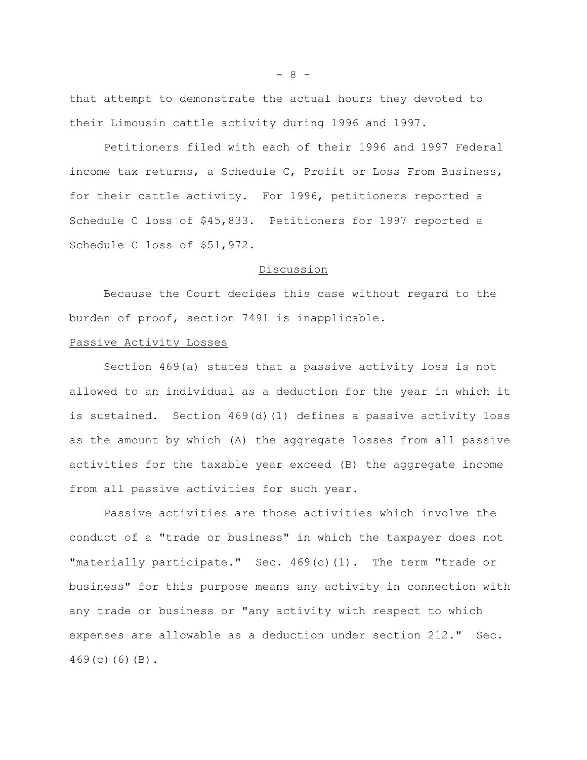that attempt to demonstrate the actual hours they devoted to their Limousin cattle activity during 1996 and 1997.

Petitioners filed with each of their 1996 and 1997 Federal income tax returns, a Schedule C, Profit or Loss From Business, for their cattle activity. For 1996, petitioners reported a Schedule C loss of $45,833. Petitioners for 1997 reported a Schedule C loss of $51,972.

## Discussion

Because the Court decides this case without regard to the burden of proof, section 7491 is inapplicable.

### Passive Activity Losses

Section 469(a) states that a passive activity loss is not allowed to an individual as a deduction for the year in which it is sustained. Section 469(d)(1) defines a passive activity loss as the amount by which (A) the aggregate losses from all passive activities for the taxable year exceed (B) the aggregate income from all passive activities for such year.

Passive activities are those activities which involve the conduct of a "trade or business" in which the taxpayer does not "materially participate." Sec. 469(c)(1). The term "trade or business" for this purpose means any activity in connection with any trade or business or "any activity with respect to which expenses are allowable as a deduction under section 212." Sec. 469(c)(6)(B).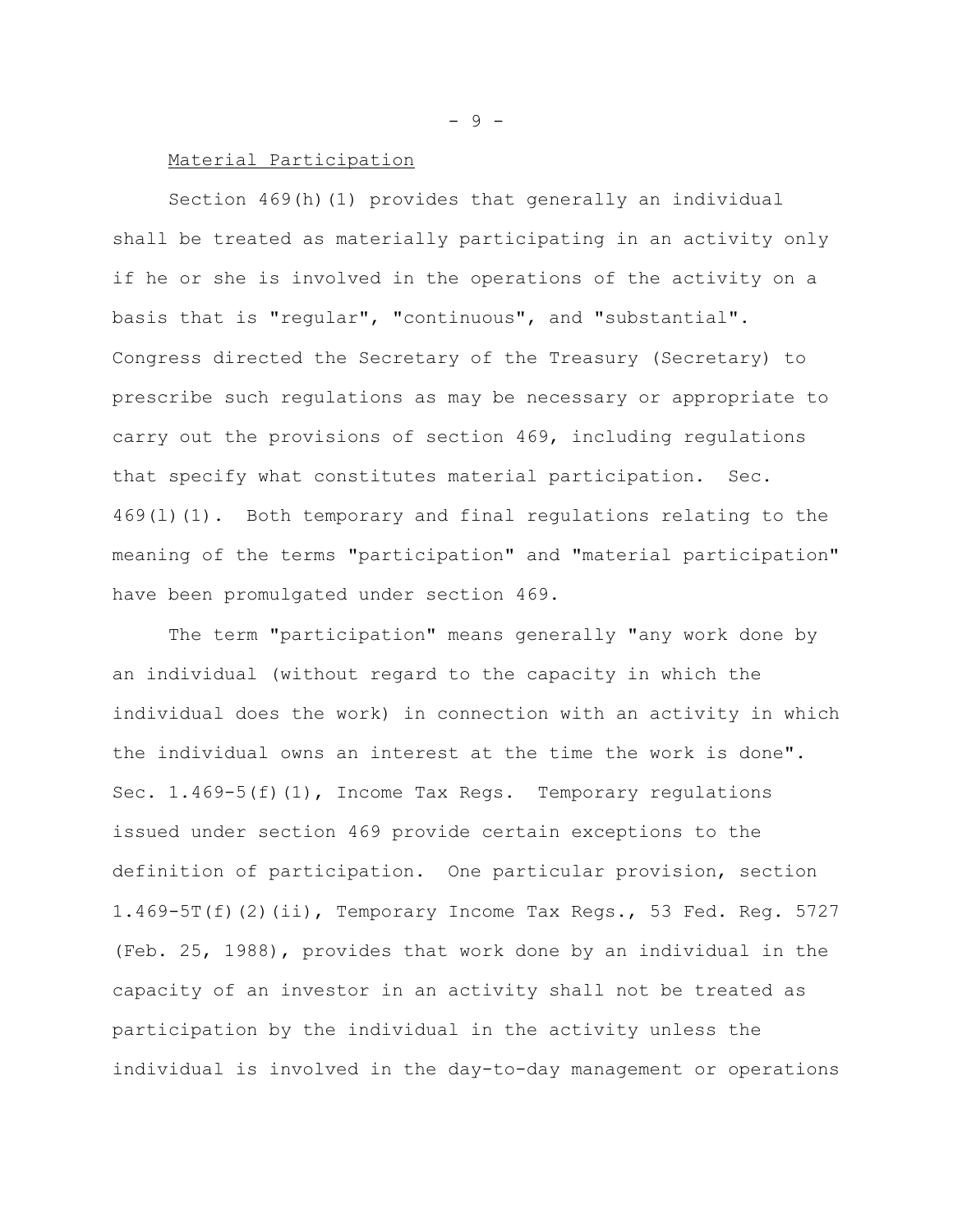Material Participation

Section 469(h)(1) provides that generally an individual shall be treated as materially participating in an activity only if he or she is involved in the operations of the activity on a basis that is "regular", "continuous", and "substantial". Congress directed the Secretary of the Treasury (Secretary) to prescribe such regulations as may be necessary or appropriate to carry out the provisions of section 469, including regulations that specify what constitutes material participation. Sec. 469(l)(1). Both temporary and final regulations relating to the meaning of the terms "participation" and "material participation" have been promulgated under section 469.

The term "participation" means generally "any work done by an individual (without regard to the capacity in which the individual does the work) in connection with an activity in which the individual owns an interest at the time the work is done". Sec. 1.469-5(f)(1), Income Tax Regs. Temporary regulations issued under section 469 provide certain exceptions to the definition of participation. One particular provision, section 1.469-5T(f)(2)(ii), Temporary Income Tax Regs., 53 Fed. Reg. 5727 (Feb. 25, 1988), provides that work done by an individual in the capacity of an investor in an activity shall not be treated as participation by the individual in the activity unless the individual is involved in the day-to-day management or operations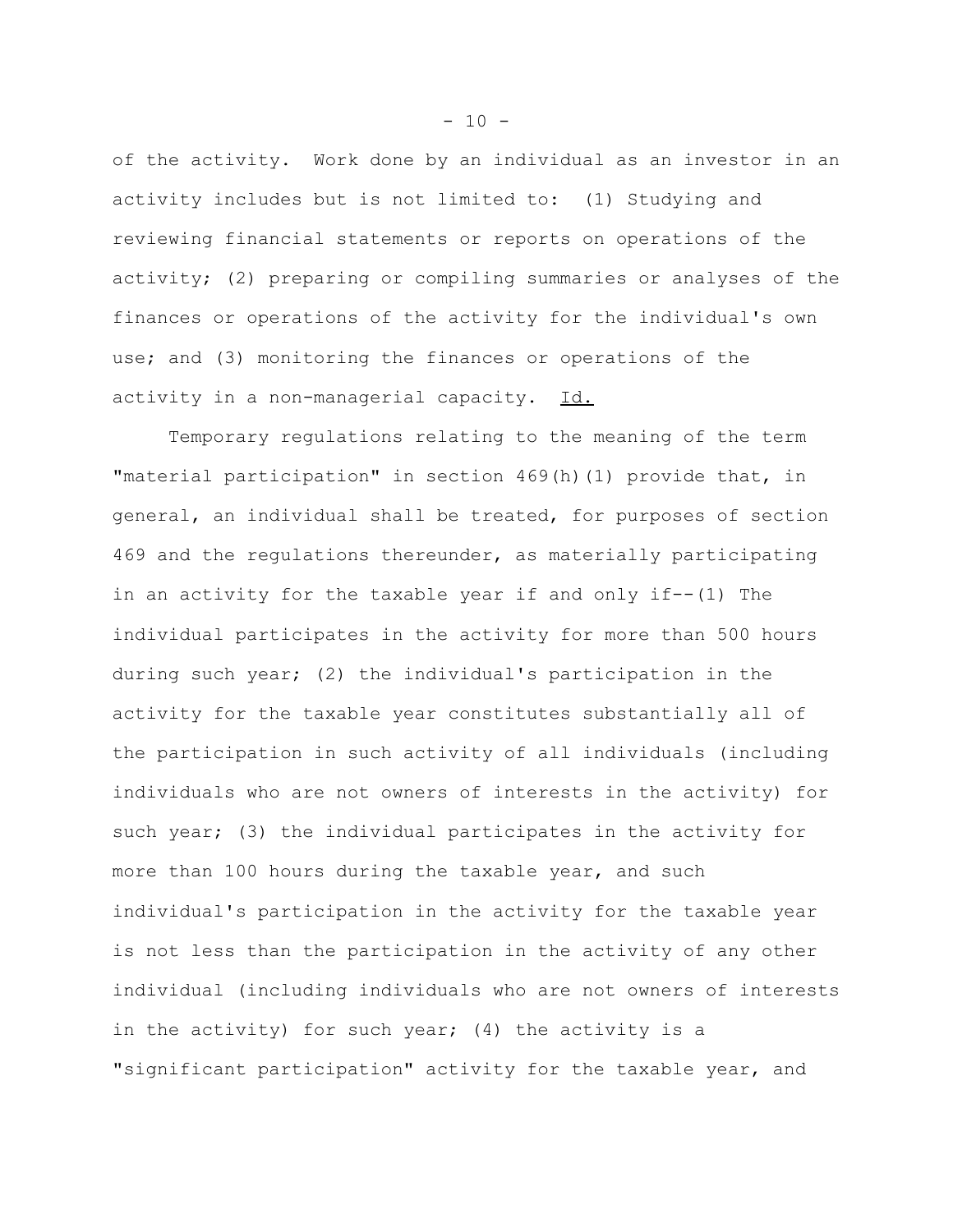of the activity. Work done by an individual as an investor in an activity includes but is not limited to: (1) Studying and reviewing financial statements or reports on operations of the activity; (2) preparing or compiling summaries or analyses of the finances or operations of the activity for the individual's own use; and (3) monitoring the finances or operations of the activity in a non-managerial capacity. Id.

Temporary regulations relating to the meaning of the term "material participation" in section 469(h)(1) provide that, in general, an individual shall be treated, for purposes of section 469 and the regulations thereunder, as materially participating in an activity for the taxable year if and only if--(1) The individual participates in the activity for more than 500 hours during such year; (2) the individual's participation in the activity for the taxable year constitutes substantially all of the participation in such activity of all individuals (including individuals who are not owners of interests in the activity) for such year; (3) the individual participates in the activity for more than 100 hours during the taxable year, and such individual's participation in the activity for the taxable year is not less than the participation in the activity of any other individual (including individuals who are not owners of interests in the activity) for such year; (4) the activity is a "significant participation" activity for the taxable year, and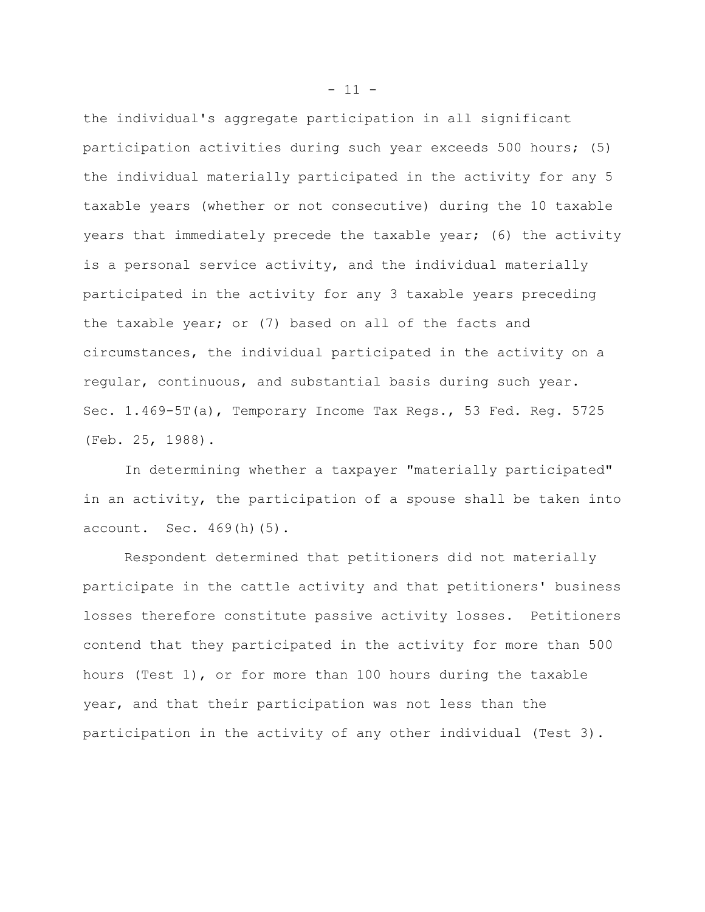the individual's aggregate participation in all significant participation activities during such year exceeds 500 hours; (5) the individual materially participated in the activity for any 5 taxable years (whether or not consecutive) during the 10 taxable years that immediately precede the taxable year; (6) the activity is a personal service activity, and the individual materially participated in the activity for any 3 taxable years preceding the taxable year; or (7) based on all of the facts and circumstances, the individual participated in the activity on a regular, continuous, and substantial basis during such year. Sec. 1.469-5T(a), Temporary Income Tax Regs., 53 Fed. Reg. 5725 (Feb. 25, 1988).

In determining whether a taxpayer "materially participated" in an activity, the participation of a spouse shall be taken into account. Sec. 469(h)(5).

Respondent determined that petitioners did not materially participate in the cattle activity and that petitioners' business losses therefore constitute passive activity losses. Petitioners contend that they participated in the activity for more than 500 hours (Test 1), or for more than 100 hours during the taxable year, and that their participation was not less than the participation in the activity of any other individual (Test 3).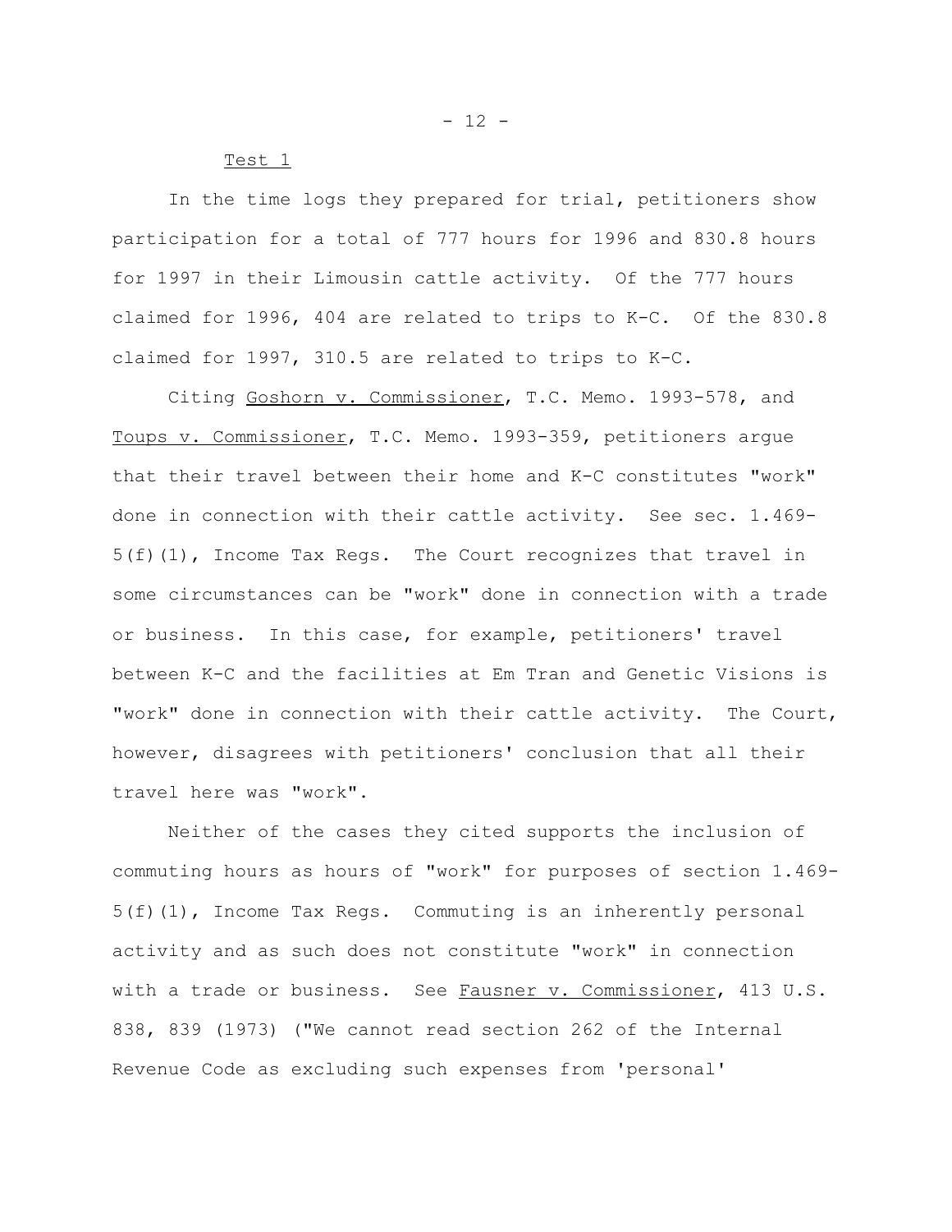Test 1

In the time logs they prepared for trial, petitioners show participation for a total of 777 hours for 1996 and 830.8 hours for 1997 in their Limousin cattle activity. Of the 777 hours claimed for 1996, 404 are related to trips to K-C. Of the 830.8 claimed for 1997, 310.5 are related to trips to K-C.

Citing Goshorn v. Commissioner, T.C. Memo. 1993-578, and Toups v. Commissioner, T.C. Memo. 1993-359, petitioners argue that their travel between their home and K-C constitutes "work" done in connection with their cattle activity. See sec. 1.469-5(f)(1), Income Tax Regs. The Court recognizes that travel in some circumstances can be "work" done in connection with a trade or business. In this case, for example, petitioners' travel between K-C and the facilities at Em Tran and Genetic Visions is "work" done in connection with their cattle activity. The Court, however, disagrees with petitioners' conclusion that all their travel here was "work".

Neither of the cases they cited supports the inclusion of commuting hours as hours of "work" for purposes of section 1.469-5(f)(1), Income Tax Regs. Commuting is an inherently personal activity and as such does not constitute "work" in connection with a trade or business. See Fausner v. Commissioner, 413 U.S. 838, 839 (1973) ("We cannot read section 262 of the Internal Revenue Code as excluding such expenses from 'personal'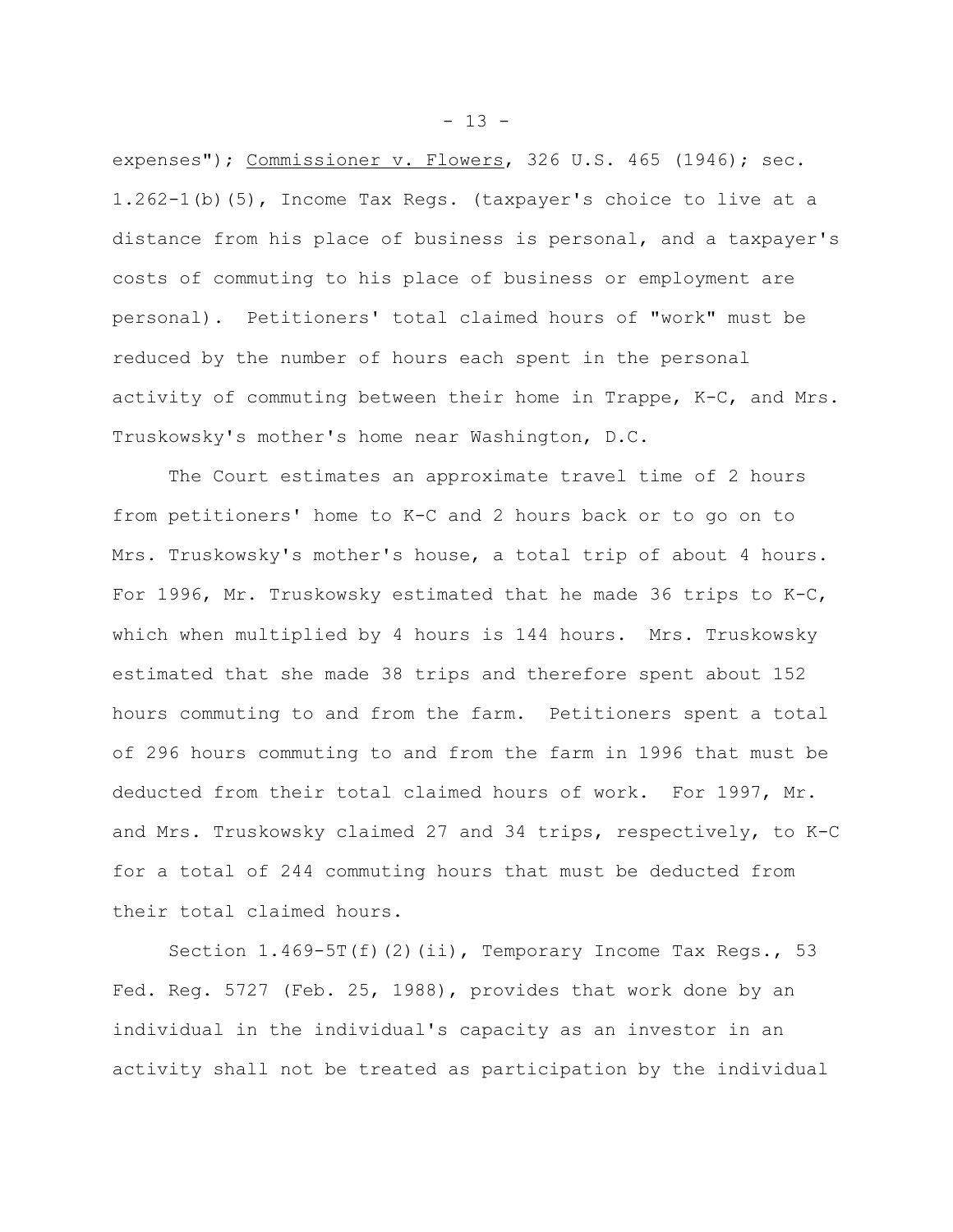expenses"); Commissioner v. Flowers, 326 U.S. 465 (1946); sec. 1.262-1(b)(5), Income Tax Regs. (taxpayer's choice to live at a distance from his place of business is personal, and a taxpayer's costs of commuting to his place of business or employment are personal). Petitioners' total claimed hours of "work" must be reduced by the number of hours each spent in the personal activity of commuting between their home in Trappe, K-C, and Mrs. Truskowsky's mother's home near Washington, D.C.

The Court estimates an approximate travel time of 2 hours from petitioners' home to K-C and 2 hours back or to go on to Mrs. Truskowsky's mother's house, a total trip of about 4 hours. For 1996, Mr. Truskowsky estimated that he made 36 trips to K-C, which when multiplied by 4 hours is 144 hours. Mrs. Truskowsky estimated that she made 38 trips and therefore spent about 152 hours commuting to and from the farm. Petitioners spent a total of 296 hours commuting to and from the farm in 1996 that must be deducted from their total claimed hours of work. For 1997, Mr. and Mrs. Truskowsky claimed 27 and 34 trips, respectively, to K-C for a total of 244 commuting hours that must be deducted from their total claimed hours.

Section 1.469-5T(f)(2)(ii), Temporary Income Tax Regs., 53 Fed. Reg. 5727 (Feb. 25, 1988), provides that work done by an individual in the individual's capacity as an investor in an activity shall not be treated as participation by the individual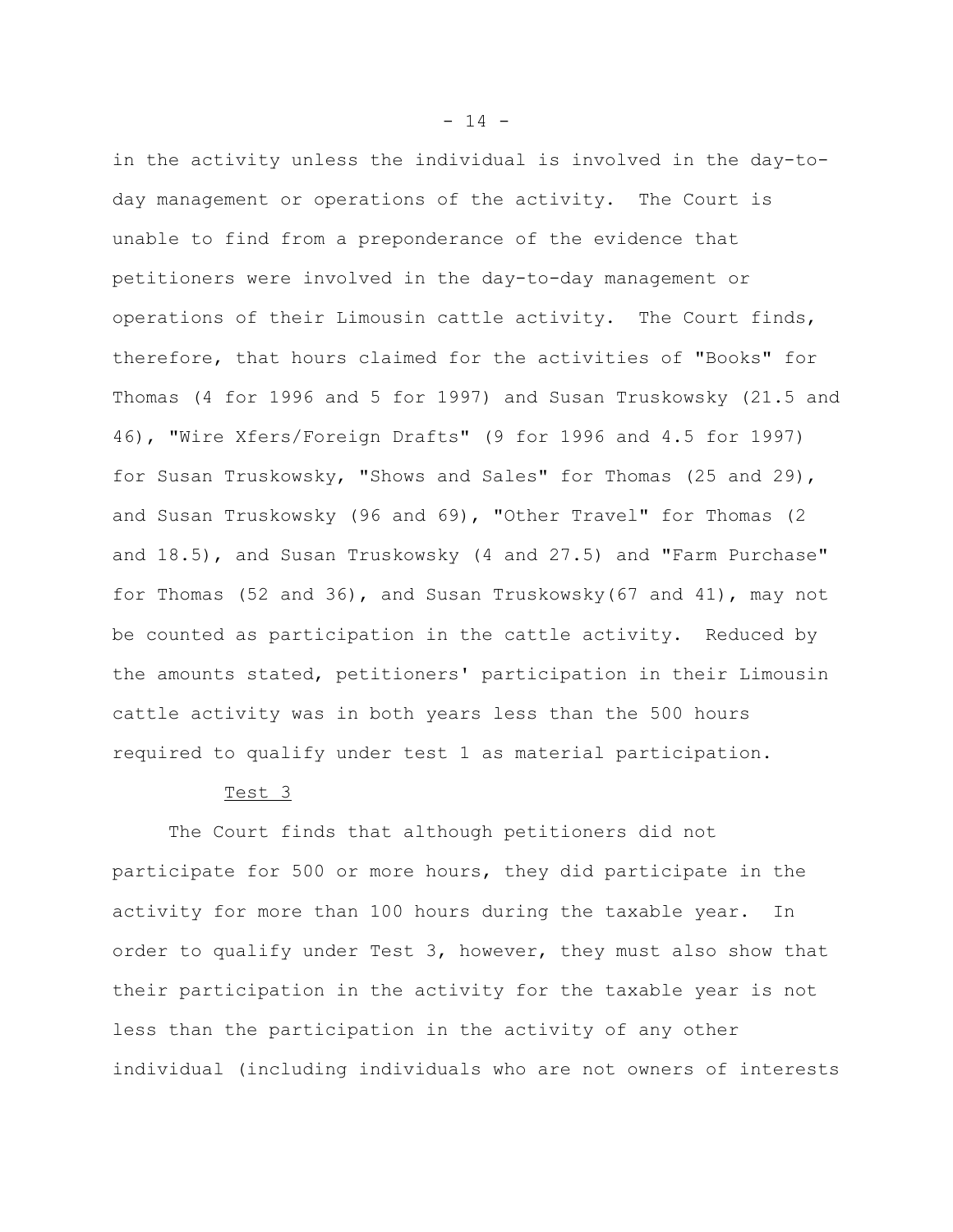in the activity unless the individual is involved in the day-to-day management or operations of the activity. The Court is unable to find from a preponderance of the evidence that petitioners were involved in the day-to-day management or operations of their Limousin cattle activity. The Court finds, therefore, that hours claimed for the activities of "Books" for Thomas (4 for 1996 and 5 for 1997) and Susan Truskowsky (21.5 and 46), "Wire Xfers/Foreign Drafts" (9 for 1996 and 4.5 for 1997) for Susan Truskowsky, "Shows and Sales" for Thomas (25 and 29), and Susan Truskowsky (96 and 69), "Other Travel" for Thomas (2 and 18.5), and Susan Truskowsky (4 and 27.5) and "Farm Purchase" for Thomas (52 and 36), and Susan Truskowsky(67 and 41), may not be counted as participation in the cattle activity. Reduced by the amounts stated, petitioners' participation in their Limousin cattle activity was in both years less than the 500 hours required to qualify under test 1 as material participation.

Test 3

The Court finds that although petitioners did not participate for 500 or more hours, they did participate in the activity for more than 100 hours during the taxable year. In order to qualify under Test 3, however, they must also show that their participation in the activity for the taxable year is not less than the participation in the activity of any other individual (including individuals who are not owners of interests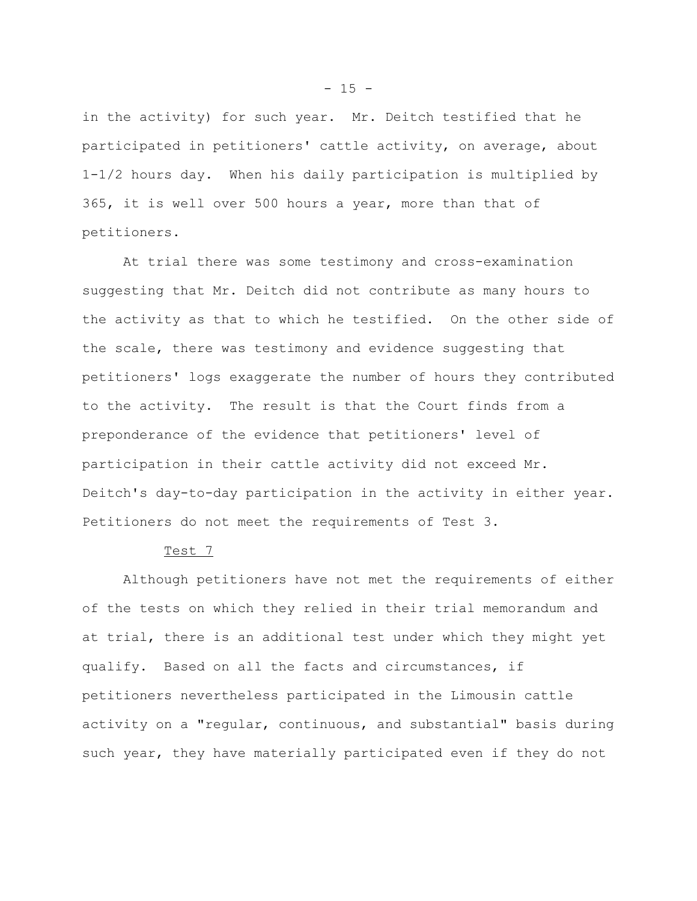in the activity) for such year. Mr. Deitch testified that he participated in petitioners' cattle activity, on average, about 1-1/2 hours day. When his daily participation is multiplied by 365, it is well over 500 hours a year, more than that of petitioners.

At trial there was some testimony and cross-examination suggesting that Mr. Deitch did not contribute as many hours to the activity as that to which he testified. On the other side of the scale, there was testimony and evidence suggesting that petitioners' logs exaggerate the number of hours they contributed to the activity. The result is that the Court finds from a preponderance of the evidence that petitioners' level of participation in their cattle activity did not exceed Mr. Deitch's day-to-day participation in the activity in either year. Petitioners do not meet the requirements of Test 3.

Test 7

Although petitioners have not met the requirements of either of the tests on which they relied in their trial memorandum and at trial, there is an additional test under which they might yet qualify. Based on all the facts and circumstances, if petitioners nevertheless participated in the Limousin cattle activity on a "regular, continuous, and substantial" basis during such year, they have materially participated even if they do not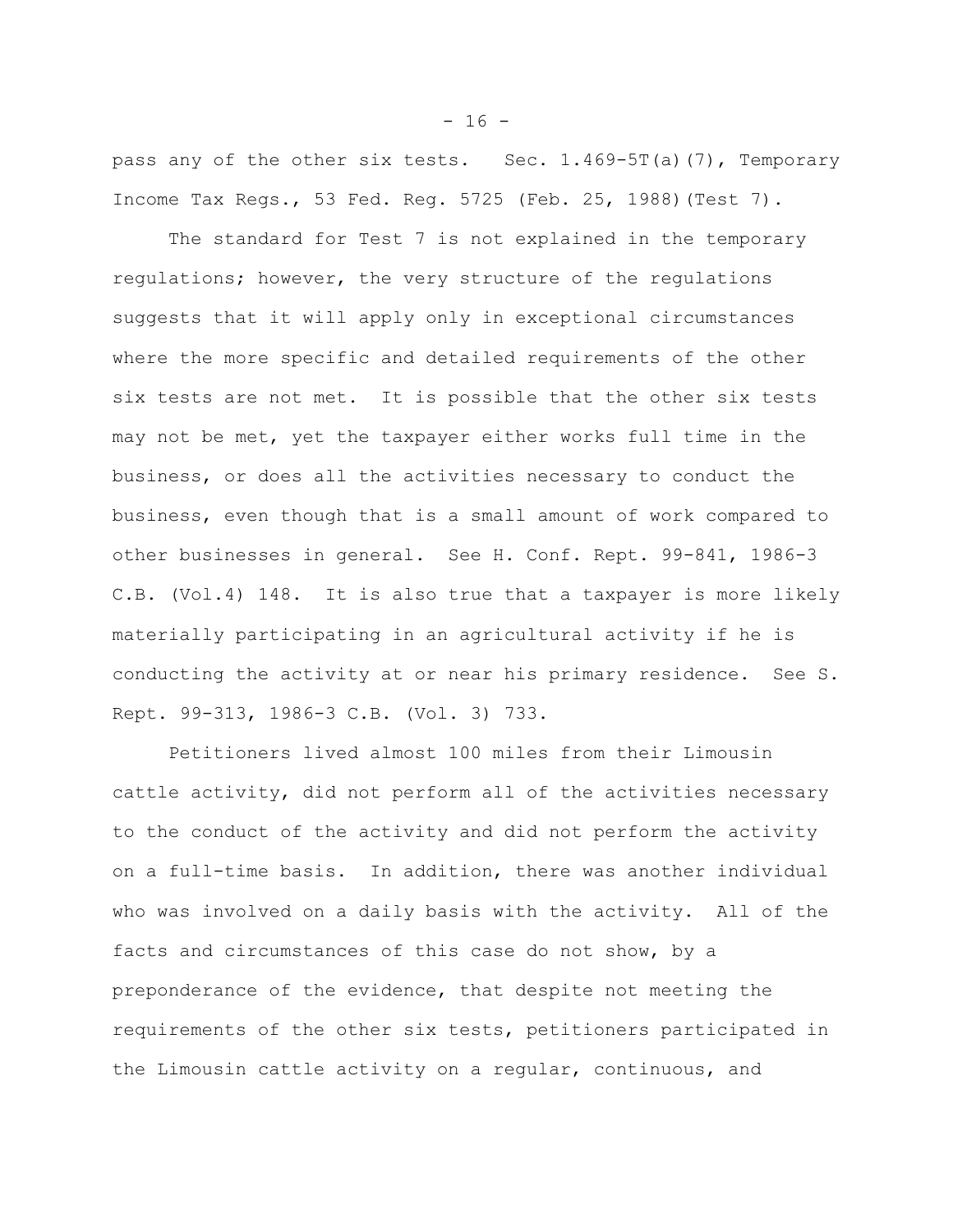pass any of the other six tests. Sec. 1.469-5T(a)(7), Temporary Income Tax Regs., 53 Fed. Reg. 5725 (Feb. 25, 1988)(Test 7).

The standard for Test 7 is not explained in the temporary regulations; however, the very structure of the regulations suggests that it will apply only in exceptional circumstances where the more specific and detailed requirements of the other six tests are not met. It is possible that the other six tests may not be met, yet the taxpayer either works full time in the business, or does all the activities necessary to conduct the business, even though that is a small amount of work compared to other businesses in general. See H. Conf. Rept. 99-841, 1986-3 C.B. (Vol.4) 148. It is also true that a taxpayer is more likely materially participating in an agricultural activity if he is conducting the activity at or near his primary residence. See S. Rept. 99-313, 1986-3 C.B. (Vol. 3) 733.

Petitioners lived almost 100 miles from their Limousin cattle activity, did not perform all of the activities necessary to the conduct of the activity and did not perform the activity on a full-time basis. In addition, there was another individual who was involved on a daily basis with the activity. All of the facts and circumstances of this case do not show, by a preponderance of the evidence, that despite not meeting the requirements of the other six tests, petitioners participated in the Limousin cattle activity on a regular, continuous, and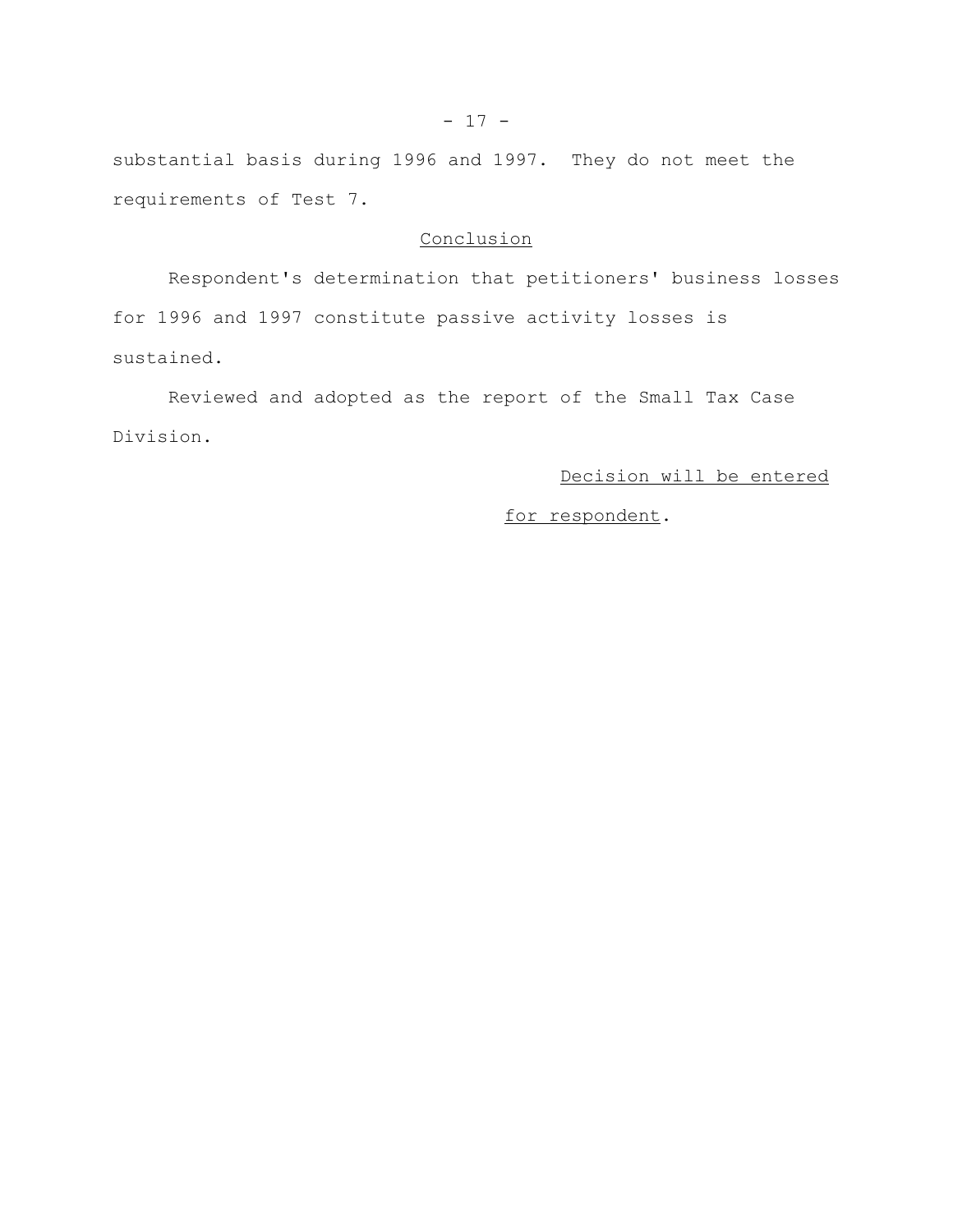substantial basis during 1996 and 1997. They do not meet the requirements of Test 7.

## Conclusion

Respondent's determination that petitioners' business losses for 1996 and 1997 constitute passive activity losses is sustained.

Reviewed and adopted as the report of the Small Tax Case Division.

Decision will be entered for respondent.